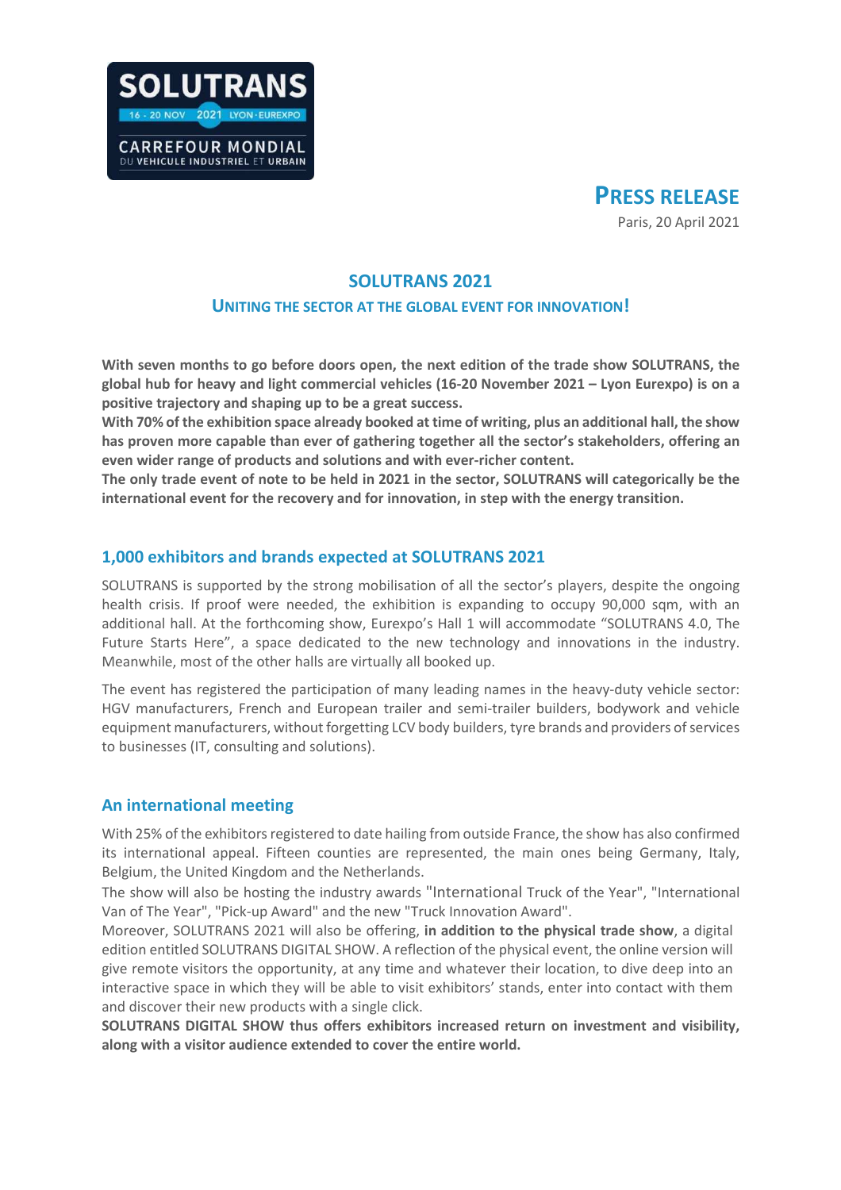SOLUTRANS
16 - 20 NOV 2021 LYON · EUREXPO
CARREFOUR MONDIAL
DU VEHICULE INDUSTRIEL ET URBAIN

**PRESS RELEASE**

Paris, 20 April 2021

# SOLUTRANS 2021

## UNITING THE SECTOR AT THE GLOBAL EVENT FOR INNOVATION!

**With seven months to go before doors open, the next edition of the trade show SOLUTRANS, the global hub for heavy and light commercial vehicles (16-20 November 2021 – Lyon Eurexpo) is on a positive trajectory and shaping up to be a great success.**
**With 70% of the exhibition space already booked at time of writing, plus an additional hall, the show has proven more capable than ever of gathering together all the sector's stakeholders, offering an even wider range of products and solutions and with ever-richer content.**
**The only trade event of note to be held in 2021 in the sector, SOLUTRANS will categorically be the international event for the recovery and for innovation, in step with the energy transition.**

## 1,000 exhibitors and brands expected at SOLUTRANS 2021

SOLUTRANS is supported by the strong mobilisation of all the sector's players, despite the ongoing health crisis. If proof were needed, the exhibition is expanding to occupy 90,000 sqm, with an additional hall. At the forthcoming show, Eurexpo's Hall 1 will accommodate "SOLUTRANS 4.0, The Future Starts Here", a space dedicated to the new technology and innovations in the industry. Meanwhile, most of the other halls are virtually all booked up.

The event has registered the participation of many leading names in the heavy-duty vehicle sector: HGV manufacturers, French and European trailer and semi-trailer builders, bodywork and vehicle equipment manufacturers, without forgetting LCV body builders, tyre brands and providers of services to businesses (IT, consulting and solutions).

## An international meeting

With 25% of the exhibitors registered to date hailing from outside France, the show has also confirmed its international appeal. Fifteen counties are represented, the main ones being Germany, Italy, Belgium, the United Kingdom and the Netherlands.
The show will also be hosting the industry awards "International Truck of the Year", "International Van of The Year", "Pick-up Award" and the new "Truck Innovation Award".
Moreover, SOLUTRANS 2021 will also be offering, **in addition to the physical trade show**, a digital edition entitled SOLUTRANS DIGITAL SHOW. A reflection of the physical event, the online version will give remote visitors the opportunity, at any time and whatever their location, to dive deep into an interactive space in which they will be able to visit exhibitors' stands, enter into contact with them and discover their new products with a single click.
**SOLUTRANS DIGITAL SHOW thus offers exhibitors increased return on investment and visibility, along with a visitor audience extended to cover the entire world.**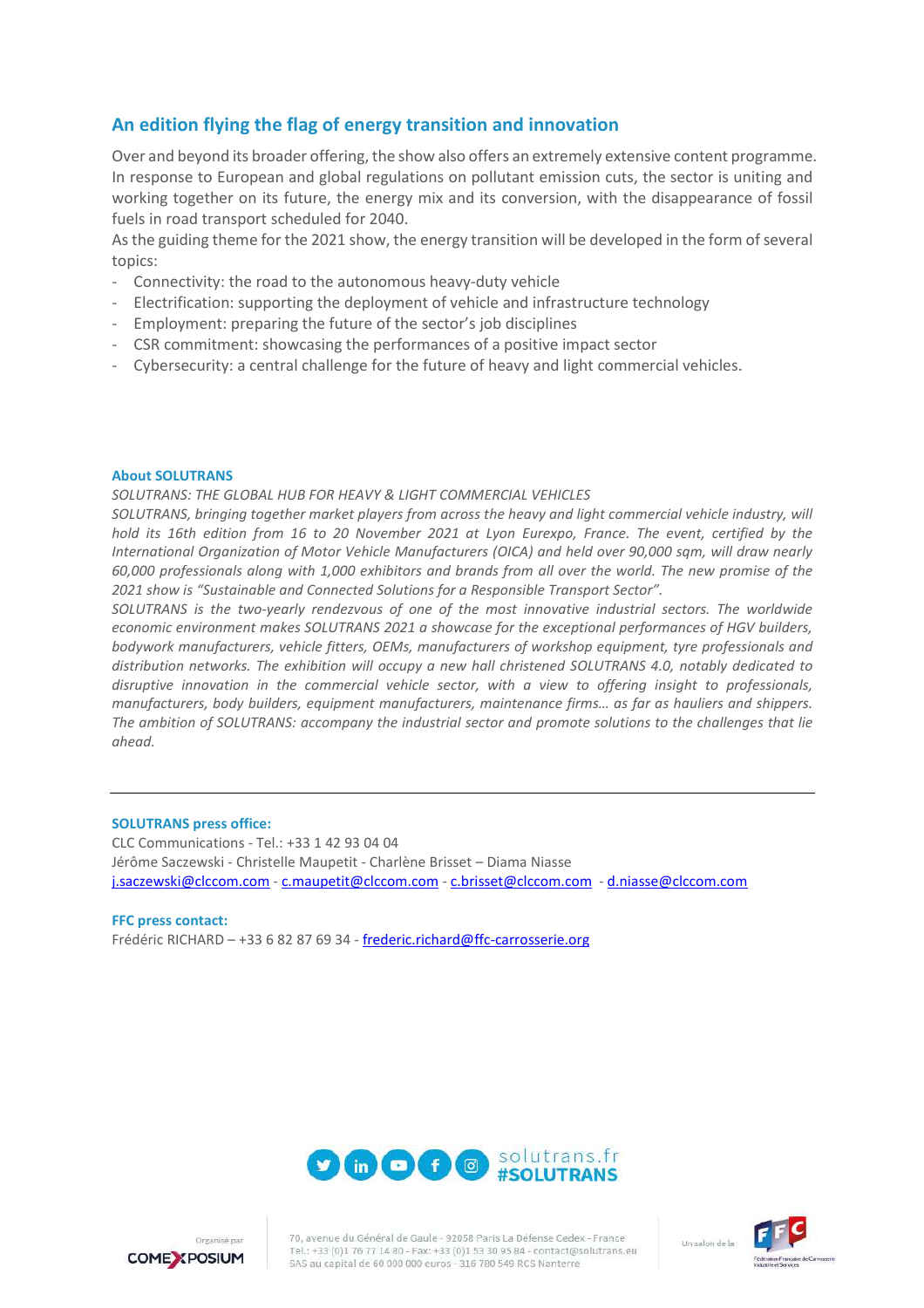## An edition flying the flag of energy transition and innovation

Over and beyond its broader offering, the show also offers an extremely extensive content programme. In response to European and global regulations on pollutant emission cuts, the sector is uniting and working together on its future, the energy mix and its conversion, with the disappearance of fossil fuels in road transport scheduled for 2040.

As the guiding theme for the 2021 show, the energy transition will be developed in the form of several topics:

- Connectivity: the road to the autonomous heavy-duty vehicle
- Electrification: supporting the deployment of vehicle and infrastructure technology
- Employment: preparing the future of the sector's job disciplines
- CSR commitment: showcasing the performances of a positive impact sector
- Cybersecurity: a central challenge for the future of heavy and light commercial vehicles.

**About SOLUTRANS**

*SOLUTRANS: THE GLOBAL HUB FOR HEAVY & LIGHT COMMERCIAL VEHICLES*

*SOLUTRANS, bringing together market players from across the heavy and light commercial vehicle industry, will hold its 16th edition from 16 to 20 November 2021 at Lyon Eurexpo, France. The event, certified by the International Organization of Motor Vehicle Manufacturers (OICA) and held over 90,000 sqm, will draw nearly 60,000 professionals along with 1,000 exhibitors and brands from all over the world. The new promise of the 2021 show is "Sustainable and Connected Solutions for a Responsible Transport Sector".*

*SOLUTRANS is the two-yearly rendezvous of one of the most innovative industrial sectors. The worldwide economic environment makes SOLUTRANS 2021 a showcase for the exceptional performances of HGV builders, bodywork manufacturers, vehicle fitters, OEMs, manufacturers of workshop equipment, tyre professionals and distribution networks. The exhibition will occupy a new hall christened SOLUTRANS 4.0, notably dedicated to disruptive innovation in the commercial vehicle sector, with a view to offering insight to professionals, manufacturers, body builders, equipment manufacturers, maintenance firms… as far as hauliers and shippers. The ambition of SOLUTRANS: accompany the industrial sector and promote solutions to the challenges that lie ahead.*

---

**SOLUTRANS press office:**

CLC Communications - Tel.: +33 1 42 93 04 04

Jérôme Saczewski - Christelle Maupetit - Charlène Brisset – Diama Niasse

j.saczewski@clccom.com - c.maupetit@clccom.com - c.brisset@clccom.com - d.niasse@clccom.com

**FFC press contact:**

Frédéric RICHARD – +33 6 82 87 69 34 - frederic.richard@ffc-carrosserie.org

solutrans.fr
#SOLUTRANS

Organisé par COMEXPOSIUM

70, avenue du Général de Gaulle - 92058 Paris La Défense Cedex - France
Tel.: +33 (0)1 76 77 14 80 - Fax: +33 (0)1 53 30 95 84 - contact@solutrans.eu
SAS au capital de 60 000 000 euros - 316 780 549 RCS Nanterre

Un salon de la FFC Fédération Française de Carrosserie Industrie et Services